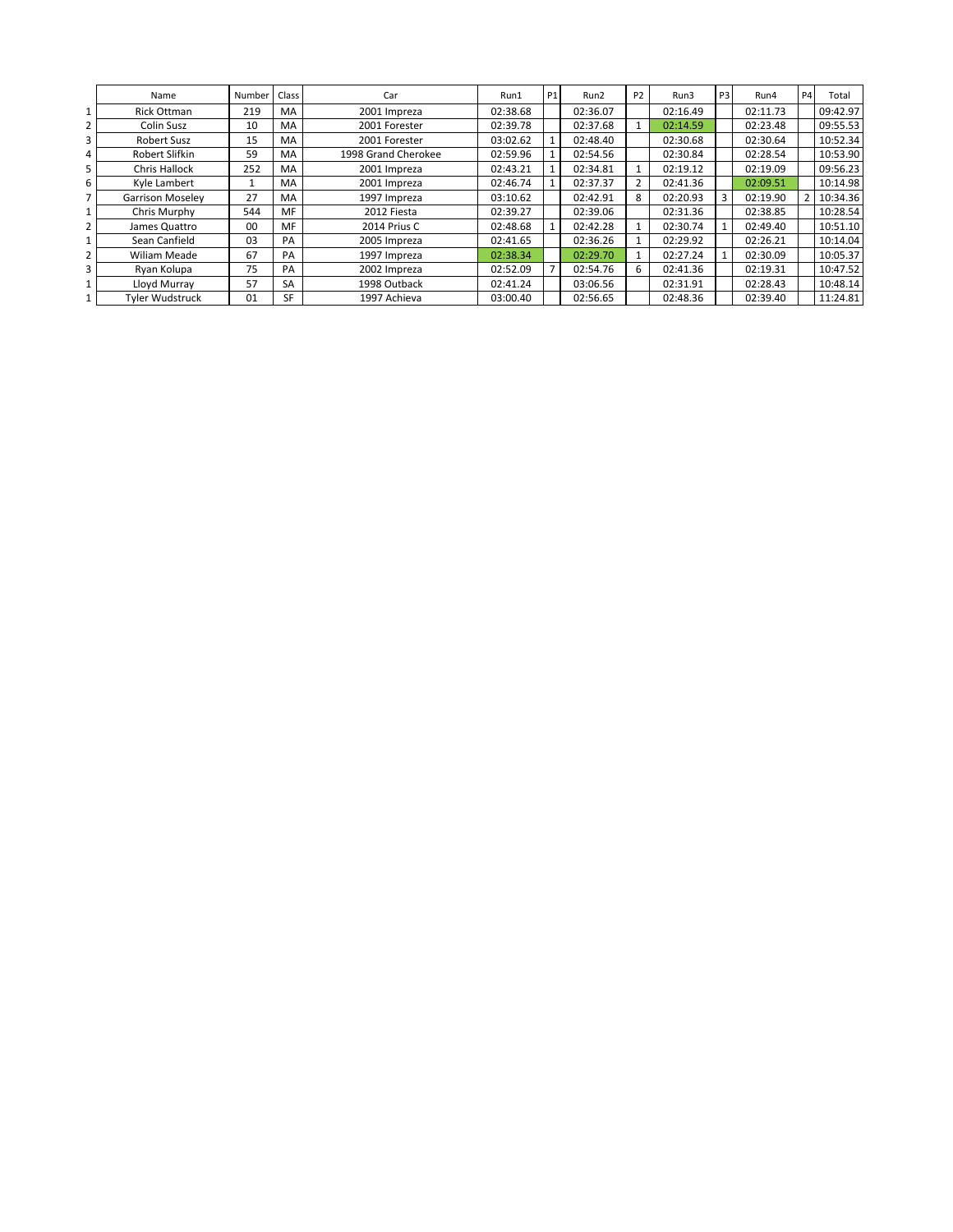| | Name | Number | Class | Car | Run1 | P1 | Run2 | P2 | Run3 | P3 | Run4 | P4 | Total |
|---|---|---|---|---|---|---|---|---|---|---|---|---|---|
| 1 | Rick Ottman | 219 | MA | 2001 Impreza | 02:38.68 | | 02:36.07 | | 02:16.49 | | 02:11.73 | | 09:42.97 |
| 2 | Colin Susz | 10 | MA | 2001 Forester | 02:39.78 | | 02:37.68 | 1 | 02:14.59 | | 02:23.48 | | 09:55.53 |
| 3 | Robert Susz | 15 | MA | 2001 Forester | 03:02.62 | 1 | 02:48.40 | | 02:30.68 | | 02:30.64 | | 10:52.34 |
| 4 | Robert Slifkin | 59 | MA | 1998 Grand Cherokee | 02:59.96 | 1 | 02:54.56 | | 02:30.84 | | 02:28.54 | | 10:53.90 |
| 5 | Chris Hallock | 252 | MA | 2001 Impreza | 02:43.21 | 1 | 02:34.81 | 1 | 02:19.12 | | 02:19.09 | | 09:56.23 |
| 6 | Kyle Lambert | 1 | MA | 2001 Impreza | 02:46.74 | 1 | 02:37.37 | 2 | 02:41.36 | | 02:09.51 | | 10:14.98 |
| 7 | Garrison Moseley | 27 | MA | 1997 Impreza | 03:10.62 | | 02:42.91 | 8 | 02:20.93 | 3 | 02:19.90 | 2 | 10:34.36 |
| 1 | Chris Murphy | 544 | MF | 2012 Fiesta | 02:39.27 | | 02:39.06 | | 02:31.36 | | 02:38.85 | | 10:28.54 |
| 2 | James Quattro | 00 | MF | 2014 Prius C | 02:48.68 | 1 | 02:42.28 | 1 | 02:30.74 | 1 | 02:49.40 | | 10:51.10 |
| 1 | Sean Canfield | 03 | PA | 2005 Impreza | 02:41.65 | | 02:36.26 | 1 | 02:29.92 | | 02:26.21 | | 10:14.04 |
| 2 | Wiliam Meade | 67 | PA | 1997 Impreza | 02:38.34 | | 02:29.70 | 1 | 02:27.24 | 1 | 02:30.09 | | 10:05.37 |
| 3 | Ryan Kolupa | 75 | PA | 2002 Impreza | 02:52.09 | 7 | 02:54.76 | 6 | 02:41.36 | | 02:19.31 | | 10:47.52 |
| 1 | Lloyd Murray | 57 | SA | 1998 Outback | 02:41.24 | | 03:06.56 | | 02:31.91 | | 02:28.43 | | 10:48.14 |
| 1 | Tyler Wudstruck | 01 | SF | 1997 Achieva | 03:00.40 | | 02:56.65 | | 02:48.36 | | 02:39.40 | | 11:24.81 |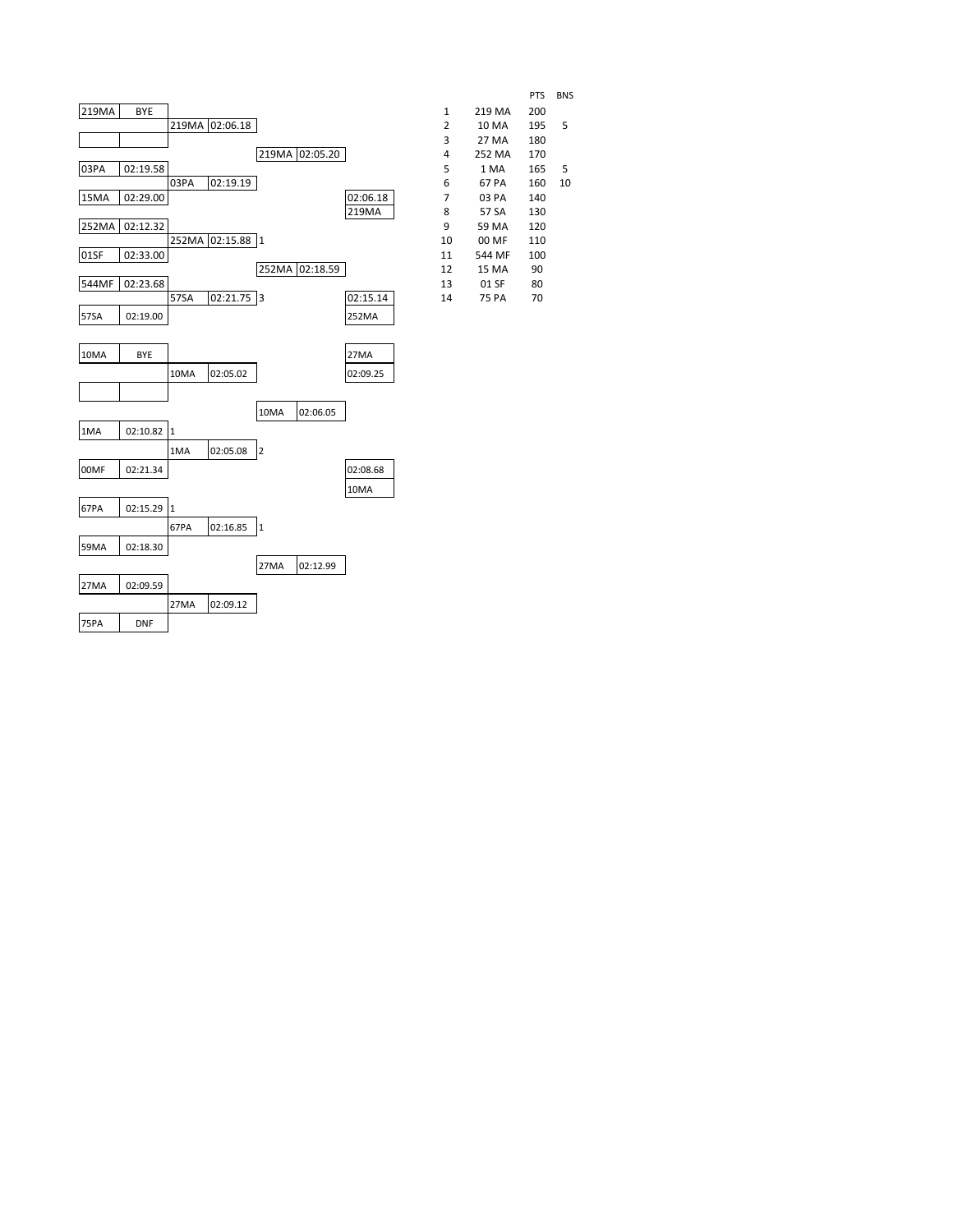219MA BYE

219MA 02:06.18

219MA 02:05.20

03PA 02:19.58

03PA 02:19.19

15MA 02:29.00

02:06.18
219MA

252MA 02:12.32

252MA 02:15.88 1

01SF 02:33.00

252MA 02:18.59

544MF 02:23.68

57SA 02:21.75 3

02:15.14
252MA

57SA 02:19.00

10MA BYE

27MA
02:09.25

10MA 02:05.02

10MA 02:06.05

1MA 02:10.82 1

1MA 02:05.08 2

00MF 02:21.34

02:08.68
10MA

67PA 02:15.29 1

67PA 02:16.85 1

59MA 02:18.30

27MA 02:12.99

27MA 02:09.59

27MA 02:09.12

75PA DNF

| | | PTS | BNS |
|---|---|---|---|
| 1 | 219 MA | 200 | |
| 2 | 10 MA | 195 | 5 |
| 3 | 27 MA | 180 | |
| 4 | 252 MA | 170 | |
| 5 | 1 MA | 165 | 5 |
| 6 | 67 PA | 160 | 10 |
| 7 | 03 PA | 140 | |
| 8 | 57 SA | 130 | |
| 9 | 59 MA | 120 | |
| 10 | 00 MF | 110 | |
| 11 | 544 MF | 100 | |
| 12 | 15 MA | 90 | |
| 13 | 01 SF | 80 | |
| 14 | 75 PA | 70 | |